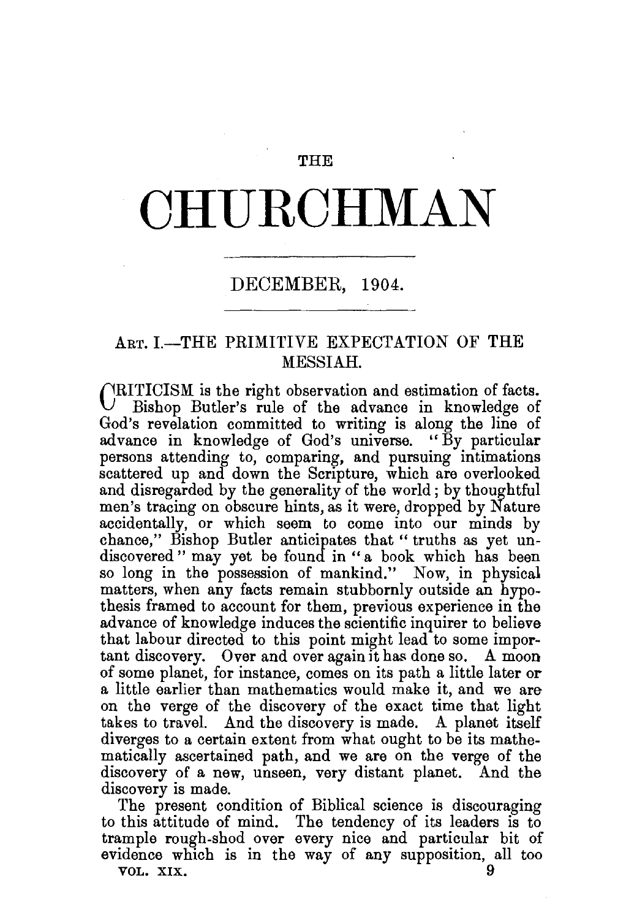THE

# CHURCHMAN

DECEMBER, 1904.

## ART. I.—THE PRIMITIVE EXPECTATION OF THE MESSIAH.

CRITICISM is the right observation and estimation of facts. Bishop Butler's rule of the advance in knowledge of God's revelation committed to writing is along the line of advance in knowledge of God's universe. "By particular persons attending to, comparing, and pursuing intimations scattered up and down the Scripture, which are overlooked and disregarded by the generality of the world; by thoughtful men's tracing on obscure hints, as it were, dropped by Nature accidentally, or which seem to come into our minds by chance," Bishop Butler anticipates that "truths as yet undiscovered" may yet be found in "a book which has been so long in the possession of mankind." Now, in physical matters, when any facts remain stubbornly outside an hypothesis framed to account for them, previous experience in the advance of knowledge induces the scientific inquirer to believe that labour directed to this point might lead to some important discovery. Over and over again it has done so. A moon of some planet, for instance, comes on its path a little later or a little earlier than mathematics would make it, and we are on the verge of the discovery of the exact time that light takes to travel. And the discovery is made. A planet itself diverges to a certain extent from what ought to be its mathematically ascertained path, and we are on the verge of the discovery of a new, unseen, very distant planet. And the discovery is made.

The present condition of Biblical science is discouraging to this attitude of mind. The tendency of its leaders is to trample rough-shod over every nice and particular bit of evidence which is in the way of any supposition, all too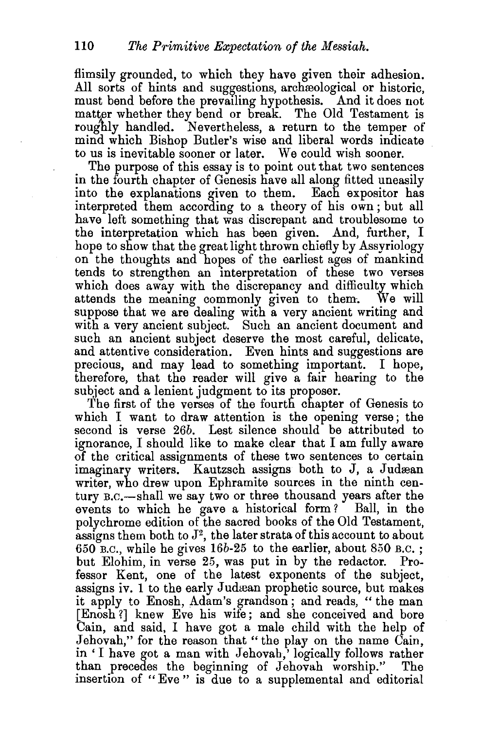flimsily grounded, to which they have given their adhesion. All sorts of hints and suggestions, archæological or historic, must bend before the prevailing hypothesis. And it does not matter whether they bend or break. The Old Testament is roughly handled. Nevertheless, a return to the temper of mind which Bishop Butler's wise and liberal words indicate to us is inevitable sooner or later. We could wish sooner.

The purpose of this essay is to point out that two sentences in the fourth chapter of Genesis have all along fitted uneasily into the explanations given to them. Each expositor has interpreted them according to a theory of his own; but all have left something that was discrepant and troublesome to the interpretation which has been given. And, further, I hope to show that the great light thrown chiefly by Assyriology on the thoughts and hopes of the earliest ages of mankind tends to strengthen an interpretation of these two verses which does away with the discrepancy and difficulty which attends the meaning commonly given to them. We will suppose that we are dealing with a very ancient writing and with a very ancient subject. Such an ancient document and such an ancient subject deserve the most careful, delicate, and attentive consideration. Even hints and suggestions are precious, and may lead to something important. I hope, therefore, that the reader will give a fair hearing to the subject and a lenient judgment to its proposer.

The first of the verses of the fourth chapter of Genesis to which I want to draw attention is the opening verse; the second is verse 26*b*. Lest silence should be attributed to ignorance, I should like to make clear that I am fully aware of the critical assignments of these two sentences to certain imaginary writers. Kautzsch assigns both to J, a Judæan writer, who drew upon Ephramite sources in the ninth century B.C.—shall we say two or three thousand years after the events to which he gave a historical form? Ball, in the polychrome edition of the sacred books of the Old Testament, assigns them both to $J^2$, the later strata of this account to about 650 B.C., while he gives 16*b*-25 to the earlier, about 850 B.C.; but Elohim, in verse 25, was put in by the redactor. Professor Kent, one of the latest exponents of the subject, assigns iv. 1 to the early Judæan prophetic source, but makes it apply to Enosh, Adam's grandson; and reads, "the man [Enosh?] knew Eve his wife; and she conceived and bore Cain, and said, I have got a male child with the help of Jehovah," for the reason that "the play on the name Cain, in 'I have got a man with Jehovah,' logically follows rather than precedes the beginning of Jehovah worship." The insertion of "Eve" is due to a supplemental and editorial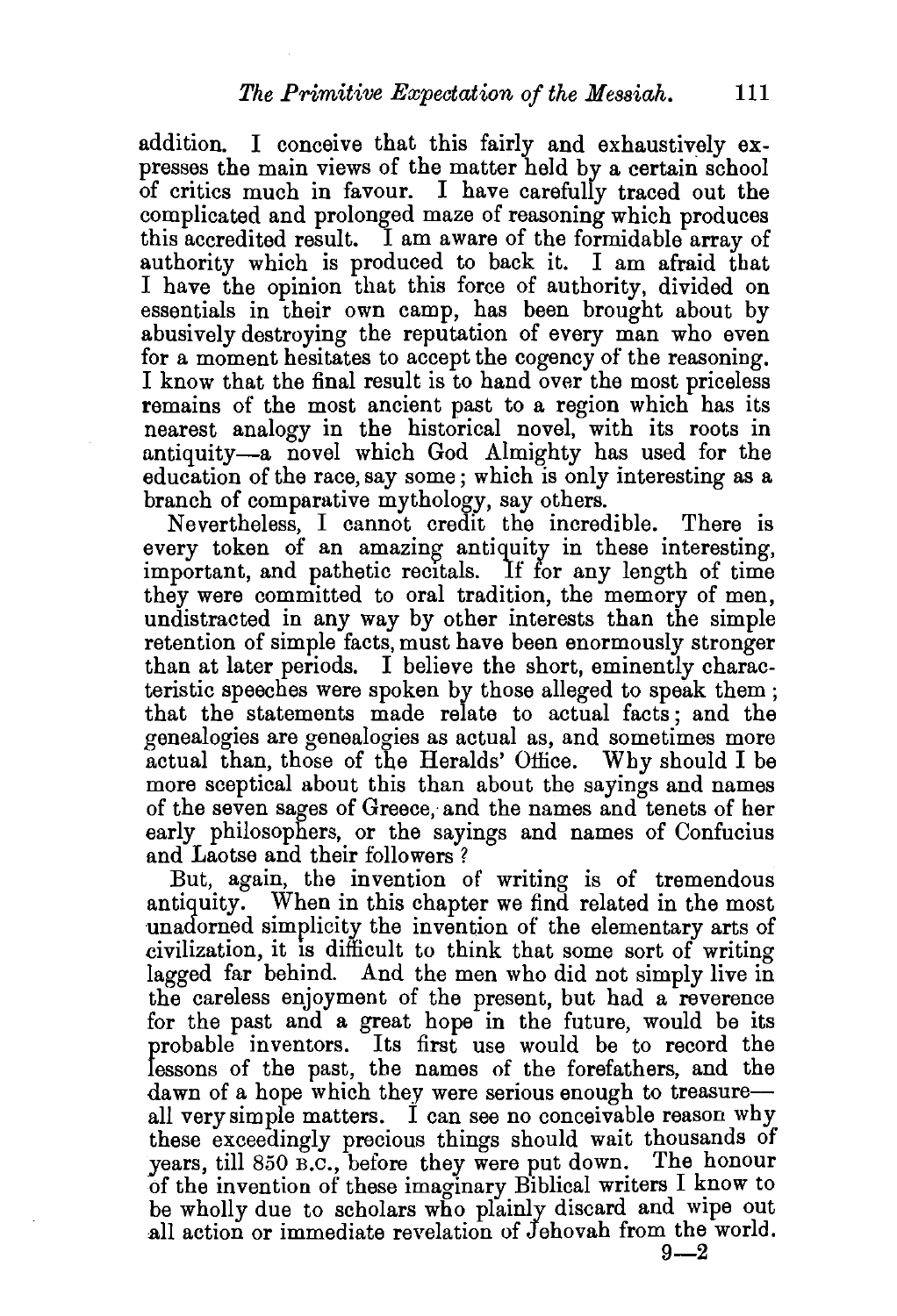addition. I conceive that this fairly and exhaustively expresses the main views of the matter held by a certain school of critics much in favour. I have carefully traced out the complicated and prolonged maze of reasoning which produces this accredited result. I am aware of the formidable array of authority which is produced to back it. I am afraid that I have the opinion that this force of authority, divided on essentials in their own camp, has been brought about by abusively destroying the reputation of every man who even for a moment hesitates to accept the cogency of the reasoning. I know that the final result is to hand over the most priceless remains of the most ancient past to a region which has its nearest analogy in the historical novel, with its roots in antiquity—a novel which God Almighty has used for the education of the race, say some; which is only interesting as a branch of comparative mythology, say others.

Nevertheless, I cannot credit the incredible. There is every token of an amazing antiquity in these interesting, important, and pathetic recitals. If for any length of time they were committed to oral tradition, the memory of men, undistracted in any way by other interests than the simple retention of simple facts, must have been enormously stronger than at later periods. I believe the short, eminently characteristic speeches were spoken by those alleged to speak them; that the statements made relate to actual facts; and the genealogies are genealogies as actual as, and sometimes more actual than, those of the Heralds' Office. Why should I be more sceptical about this than about the sayings and names of the seven sages of Greece, and the names and tenets of her early philosophers, or the sayings and names of Confucius and Laotse and their followers?

But, again, the invention of writing is of tremendous antiquity. When in this chapter we find related in the most unadorned simplicity the invention of the elementary arts of civilization, it is difficult to think that some sort of writing lagged far behind. And the men who did not simply live in the careless enjoyment of the present, but had a reverence for the past and a great hope in the future, would be its probable inventors. Its first use would be to record the lessons of the past, the names of the forefathers, and the dawn of a hope which they were serious enough to treasure—all very simple matters. I can see no conceivable reason why these exceedingly precious things should wait thousands of years, till 850 B.C., before they were put down. The honour of the invention of these imaginary Biblical writers I know to be wholly due to scholars who plainly discard and wipe out all action or immediate revelation of Jehovah from the world.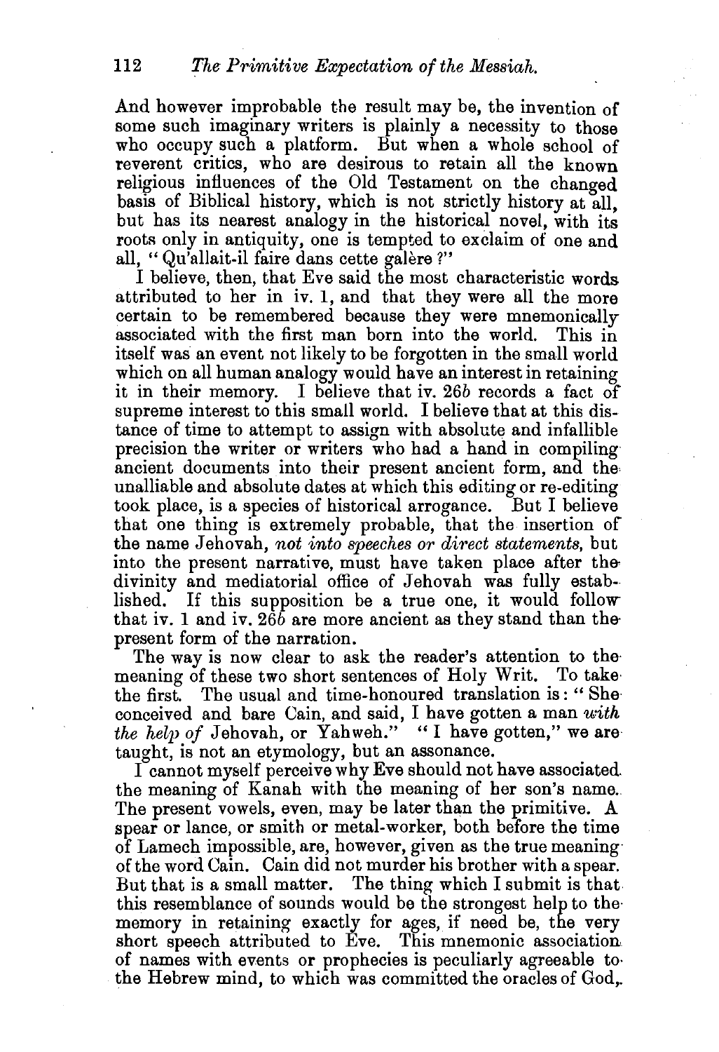And however improbable the result may be, the invention of some such imaginary writers is plainly a necessity to those who occupy such a platform. But when a whole school of reverent critics, who are desirous to retain all the known religious influences of the Old Testament on the changed basis of Biblical history, which is not strictly history at all, but has its nearest analogy in the historical novel, with its roots only in antiquity, one is tempted to exclaim of one and all, "Qu'allait-il faire dans cette galère?"

I believe, then, that Eve said the most characteristic words attributed to her in iv. 1, and that they were all the more certain to be remembered because they were mnemonically associated with the first man born into the world. This in itself was an event not likely to be forgotten in the small world which on all human analogy would have an interest in retaining it in their memory. I believe that iv. 26*b* records a fact of supreme interest to this small world. I believe that at this distance of time to attempt to assign with absolute and infallible precision the writer or writers who had a hand in compiling ancient documents into their present ancient form, and the unalliable and absolute dates at which this editing or re-editing took place, is a species of historical arrogance. But I believe that one thing is extremely probable, that the insertion of the name Jehovah, *not into speeches or direct statements*, but into the present narrative, must have taken place after the divinity and mediatorial office of Jehovah was fully established. If this supposition be a true one, it would follow that iv. 1 and iv. 26*b* are more ancient as they stand than the present form of the narration.

The way is now clear to ask the reader's attention to the meaning of these two short sentences of Holy Writ. To take the first. The usual and time-honoured translation is: "She conceived and bare Cain, and said, I have gotten a man *with the help of* Jehovah, or Yahweh." "I have gotten," we are taught, is not an etymology, but an assonance.

I cannot myself perceive why Eve should not have associated the meaning of Kanah with the meaning of her son's name. The present vowels, even, may be later than the primitive. A spear or lance, or smith or metal-worker, both before the time of Lamech impossible, are, however, given as the true meaning of the word Cain. Cain did not murder his brother with a spear. But that is a small matter. The thing which I submit is that this resemblance of sounds would be the strongest help to the memory in retaining exactly for ages, if need be, the very short speech attributed to Eve. This mnemonic association of names with events or prophecies is peculiarly agreeable to the Hebrew mind, to which was committed the oracles of God,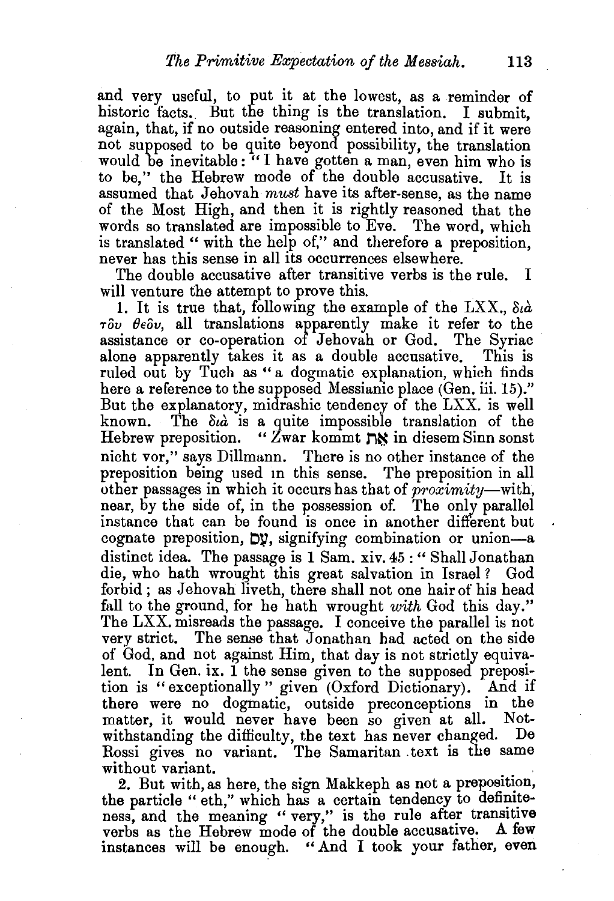and very useful, to put it at the lowest, as a reminder of historic facts. But the thing is the translation. I submit, again, that, if no outside reasoning entered into, and if it were not supposed to be quite beyond possibility, the translation would be inevitable: "I have gotten a man, even him who is to be," the Hebrew mode of the double accusative. It is assumed that Jehovah *must* have its after-sense, as the name of the Most High, and then it is rightly reasoned that the words so translated are impossible to Eve. The word, which is translated "with the help of," and therefore a preposition, never has this sense in all its occurrences elsewhere.

The double accusative after transitive verbs is the rule. I will venture the attempt to prove this.

1. It is true that, following the example of the LXX., διὰ τοῦ θεοῦ, all translations apparently make it refer to the assistance or co-operation of Jehovah or God. The Syriac alone apparently takes it as a double accusative. This is ruled out by Tuch as "a dogmatic explanation, which finds here a reference to the supposed Messianic place (Gen. iii. 15)." But the explanatory, midrashic tendency of the LXX. is well known. The διὰ is a quite impossible translation of the Hebrew preposition. "Zwar kommt אֵת in diesem Sinn sonst nicht vor," says Dillmann. There is no other instance of the preposition being used in this sense. The preposition in all other passages in which it occurs has that of *proximity*—with, near, by the side of, in the possession of. The only parallel instance that can be found is once in another different but cognate preposition, עִם, signifying combination or union—a distinct idea. The passage is 1 Sam. xiv. 45: "Shall Jonathan die, who hath wrought this great salvation in Israel? God forbid; as Jehovah liveth, there shall not one hair of his head fall to the ground, for he hath wrought *with* God this day." The LXX. misreads the passage. I conceive the parallel is not very strict. The sense that Jonathan had acted on the side of God, and not against Him, that day is not strictly equivalent. In Gen. ix. 1 the sense given to the supposed preposition is "exceptionally" given (Oxford Dictionary). And if there were no dogmatic, outside preconceptions in the matter, it would never have been so given at all. Notwithstanding the difficulty, the text has never changed. De Rossi gives no variant. The Samaritan text is the same without variant.

2. But with, as here, the sign Makkeph as not a preposition, the particle "eth," which has a certain tendency to definiteness, and the meaning "very," is the rule after transitive verbs as the Hebrew mode of the double accusative. A few instances will be enough. "And I took your father, even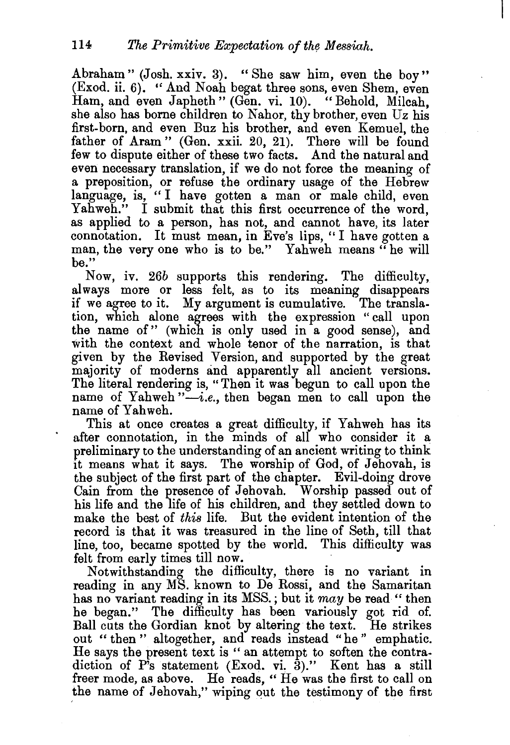Abraham" (Josh. xxiv. 3). "She saw him, even the boy" (Exod. ii. 6). "And Noah begat three sons, even Shem, even Ham, and even Japheth" (Gen. vi. 10). "Behold, Milcah, she also has borne children to Nahor, thy brother, even Uz his first-born, and even Buz his brother, and even Kemuel, the father of Aram" (Gen. xxii. 20, 21). There will be found few to dispute either of these two facts. And the natural and even necessary translation, if we do not force the meaning of a preposition, or refuse the ordinary usage of the Hebrew language, is, "I have gotten a man or male child, even Yahweh." I submit that this first occurrence of the word, as applied to a person, has not, and cannot have, its later connotation. It must mean, in Eve's lips, "I have gotten a man, the very one who is to be." Yahweh means "he will be."

Now, iv. 26*b* supports this rendering. The difficulty, always more or less felt, as to its meaning disappears if we agree to it. My argument is cumulative. The translation, which alone agrees with the expression "call upon the name of" (which is only used in a good sense), and with the context and whole tenor of the narration, is that given by the Revised Version, and supported by the great majority of moderns and apparently all ancient versions. The literal rendering is, "Then it was begun to call upon the name of Yahweh"—*i.e.*, then began men to call upon the name of Yahweh.

This at once creates a great difficulty, if Yahweh has its after connotation, in the minds of all who consider it a preliminary to the understanding of an ancient writing to think it means what it says. The worship of God, of Jehovah, is the subject of the first part of the chapter. Evil-doing drove Cain from the presence of Jehovah. Worship passed out of his life and the life of his children, and they settled down to make the best of *this* life. But the evident intention of the record is that it was treasured in the line of Seth, till that line, too, became spotted by the world. This difficulty was felt from early times till now.

Notwithstanding the difficulty, there is no variant in reading in any MS. known to De Rossi, and the Samaritan has no variant reading in its MSS.; but it *may* be read "then he began." The difficulty has been variously got rid of. Ball cuts the Gordian knot by altering the text. He strikes out "then" altogether, and reads instead "he" emphatic. He says the present text is "an attempt to soften the contradiction of P's statement (Exod. vi. 3)." Kent has a still freer mode, as above. He reads, "He was the first to call on the name of Jehovah," wiping out the testimony of the first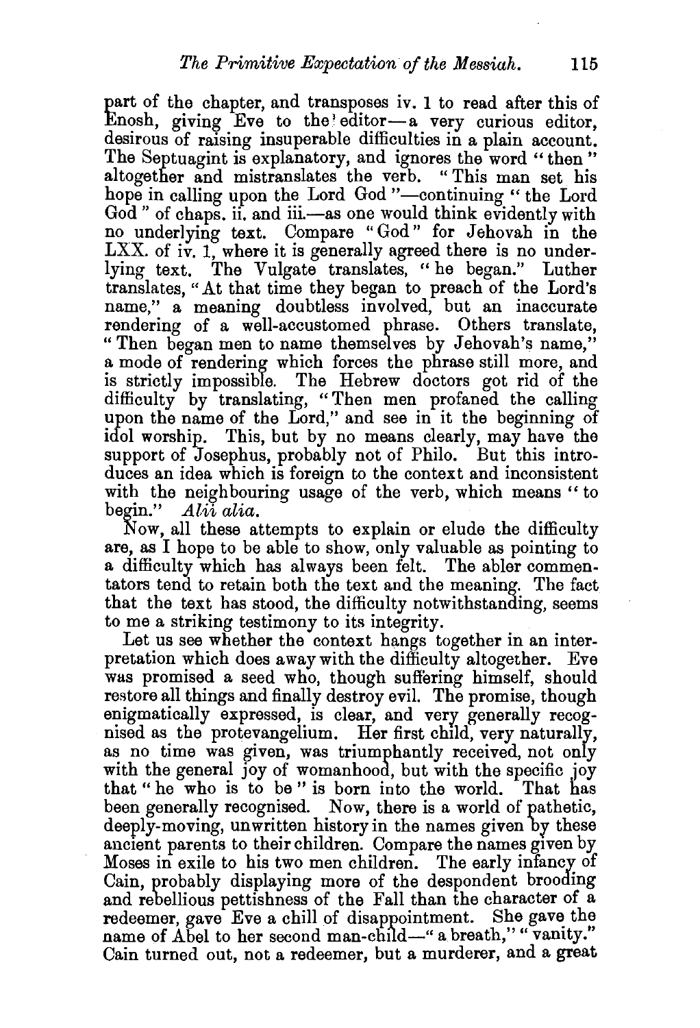part of the chapter, and transposes iv. 1 to read after this of Enosh, giving Eve to the editor—a very curious editor, desirous of raising insuperable difficulties in a plain account. The Septuagint is explanatory, and ignores the word "then" altogether and mistranslates the verb. "This man set his hope in calling upon the Lord God"—continuing "the Lord God" of chaps. ii. and iii.—as one would think evidently with no underlying text. Compare "God" for Jehovah in the LXX. of iv. 1, where it is generally agreed there is no underlying text. The Vulgate translates, "he began." Luther translates, "At that time they began to preach of the Lord's name," a meaning doubtless involved, but an inaccurate rendering of a well-accustomed phrase. Others translate, "Then began men to name themselves by Jehovah's name," a mode of rendering which forces the phrase still more, and is strictly impossible. The Hebrew doctors got rid of the difficulty by translating, "Then men profaned the calling upon the name of the Lord," and see in it the beginning of idol worship. This, but by no means clearly, may have the support of Josephus, probably not of Philo. But this introduces an idea which is foreign to the context and inconsistent with the neighbouring usage of the verb, which means "to begin." *Alii alia.*

Now, all these attempts to explain or elude the difficulty are, as I hope to be able to show, only valuable as pointing to a difficulty which has always been felt. The abler commentators tend to retain both the text and the meaning. The fact that the text has stood, the difficulty notwithstanding, seems to me a striking testimony to its integrity.

Let us see whether the context hangs together in an interpretation which does away with the difficulty altogether. Eve was promised a seed who, though suffering himself, should restore all things and finally destroy evil. The promise, though enigmatically expressed, is clear, and very generally recognised as the protevangelium. Her first child, very naturally, as no time was given, was triumphantly received, not only with the general joy of womanhood, but with the specific joy that "he who is to be" is born into the world. That has been generally recognised. Now, there is a world of pathetic, deeply-moving, unwritten history in the names given by these ancient parents to their children. Compare the names given by Moses in exile to his two men children. The early infancy of Cain, probably displaying more of the despondent brooding and rebellious pettishness of the Fall than the character of a redeemer, gave Eve a chill of disappointment. She gave the name of Abel to her second man-child—"a breath," "vanity." Cain turned out, not a redeemer, but a murderer, and a great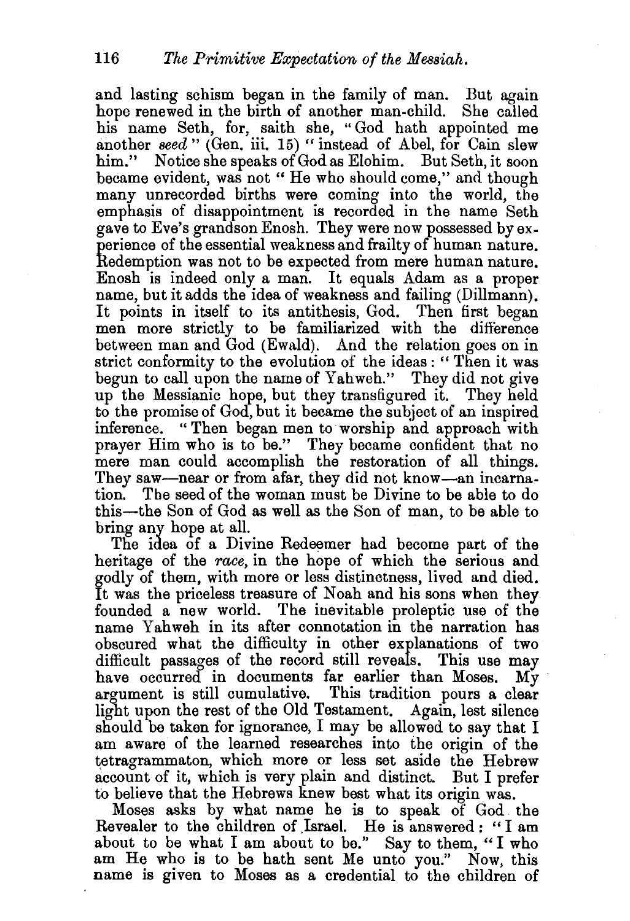and lasting schism began in the family of man. But again hope renewed in the birth of another man-child. She called his name Seth, for, saith she, "God hath appointed me another *seed*" (Gen. iii. 15) "instead of Abel, for Cain slew him." Notice she speaks of God as Elohim. But Seth, it soon became evident, was not "He who should come," and though many unrecorded births were coming into the world, the emphasis of disappointment is recorded in the name Seth gave to Eve's grandson Enosh. They were now possessed by experience of the essential weakness and frailty of human nature. Redemption was not to be expected from mere human nature. Enosh is indeed only a man. It equals Adam as a proper name, but it adds the idea of weakness and failing (Dillmann). It points in itself to its antithesis, God. Then first began men more strictly to be familiarized with the difference between man and God (Ewald). And the relation goes on in strict conformity to the evolution of the ideas: "Then it was begun to call upon the name of Yahweh." They did not give up the Messianic hope, but they transfigured it. They held to the promise of God, but it became the subject of an inspired inference. "Then began men to worship and approach with prayer Him who is to be." They became confident that no mere man could accomplish the restoration of all things. They saw—near or from afar, they did not know—an incarnation. The seed of the woman must be Divine to be able to do this—the Son of God as well as the Son of man, to be able to bring any hope at all.

The idea of a Divine Redeemer had become part of the heritage of the *race*, in the hope of which the serious and godly of them, with more or less distinctness, lived and died. It was the priceless treasure of Noah and his sons when they founded a new world. The inevitable proleptic use of the name Yahweh in its after connotation in the narration has obscured what the difficulty in other explanations of two difficult passages of the record still reveals. This use may have occurred in documents far earlier than Moses. My argument is still cumulative. This tradition pours a clear light upon the rest of the Old Testament. Again, lest silence should be taken for ignorance, I may be allowed to say that I am aware of the learned researches into the origin of the tetragrammaton, which more or less set aside the Hebrew account of it, which is very plain and distinct. But I prefer to believe that the Hebrews knew best what its origin was.

Moses asks by what name he is to speak of God the Revealer to the children of Israel. He is answered: "I am about to be what I am about to be." Say to them, "I who am He who is to be hath sent Me unto you." Now, this name is given to Moses as a credential to the children of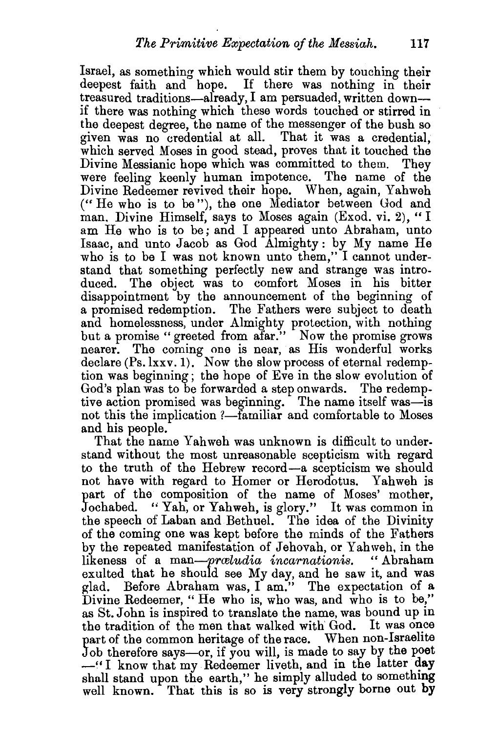Israel, as something which would stir them by touching their deepest faith and hope. If there was nothing in their treasured traditions—already, I am persuaded, written down—if there was nothing which these words touched or stirred in the deepest degree, the name of the messenger of the bush so given was no credential at all. That it was a credential, which served Moses in good stead, proves that it touched the Divine Messianic hope which was committed to them. They were feeling keenly human impotence. The name of the Divine Redeemer revived their hope. When, again, Yahweh ("He who is to be"), the one Mediator between God and man, Divine Himself, says to Moses again (Exod. vi. 2), "I am He who is to be; and I appeared unto Abraham, unto Isaac, and unto Jacob as God Almighty: by My name He who is to be I was not known unto them," I cannot understand that something perfectly new and strange was introduced. The object was to comfort Moses in his bitter disappointment by the announcement of the beginning of a promised redemption. The Fathers were subject to death and homelessness, under Almighty protection, with nothing but a promise "greeted from afar." Now the promise grows nearer. The coming one is near, as His wonderful works declare (Ps. lxxv. 1). Now the slow process of eternal redemption was beginning; the hope of Eve in the slow evolution of God's plan was to be forwarded a step onwards. The redemptive action promised was beginning. The name itself was—is not this the implication ?—familiar and comfortable to Moses and his people.

That the name Yahweh was unknown is difficult to understand without the most unreasonable scepticism with regard to the truth of the Hebrew record—a scepticism we should not have with regard to Homer or Herodotus. Yahweh is part of the composition of the name of Moses' mother, Jochabed. "Yah, or Yahweh, is glory." It was common in the speech of Laban and Bethuel. The idea of the Divinity of the coming one was kept before the minds of the Fathers by the repeated manifestation of Jehovah, or Yahweh, in the likeness of a man—*prœludia incarnationis.* "Abraham exulted that he should see My day, and he saw it, and was glad. Before Abraham was, I am." The expectation of a Divine Redeemer, "He who is, who was, and who is to be," as St. John is inspired to translate the name, was bound up in the tradition of the men that walked with God. It was once part of the common heritage of the race. When non-Israelite Job therefore says—or, if you will, is made to say by the poet —"I know that my Redeemer liveth, and in the latter day shall stand upon the earth," he simply alluded to something well known. That this is so is very strongly borne out by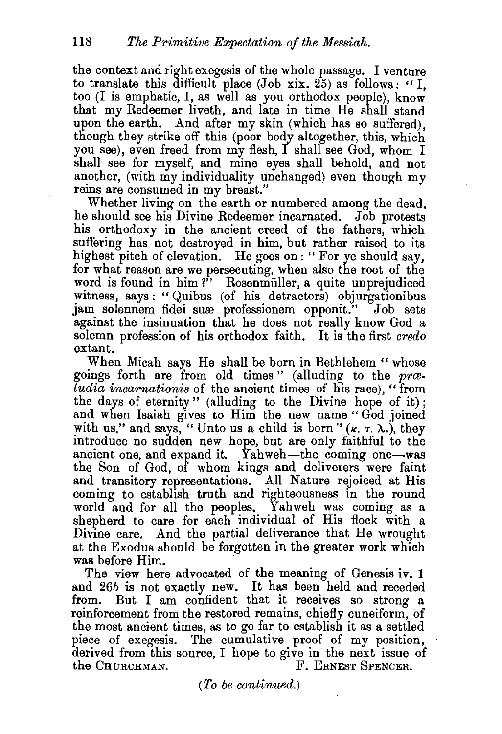the context and right exegesis of the whole passage. I venture to translate this difficult place (Job xix. 25) as follows: "I, too (I is emphatic, I, as well as you orthodox people), know that my Redeemer liveth, and late in time He shall stand upon the earth. And after my skin (which has so suffered), though they strike off this (poor body altogether, this, which you see), even freed from my flesh, I shall see God, whom I shall see for myself, and mine eyes shall behold, and not another, (with my individuality unchanged) even though my reins are consumed in my breast."

Whether living on the earth or numbered among the dead, he should see his Divine Redeemer incarnated. Job protests his orthodoxy in the ancient creed of the fathers, which suffering has not destroyed in him, but rather raised to its highest pitch of elevation. He goes on: "For ye should say, for what reason are we persecuting, when also the root of the word is found in him?" Rosenmüller, a quite unprejudiced witness, says: "Quibus (of his detractors) objurgationibus jam solennem fidei suæ professionem opponit." Job sets against the insinuation that he does not really know God a solemn profession of his orthodox faith. It is the first *credo* extant.

When Micah says He shall be born in Bethlehem "whose goings forth are from old times" (alluding to the *præludia incarnationis* of the ancient times of his race), "from the days of eternity" (alluding to the Divine hope of it); and when Isaiah gives to Him the new name "God joined with us," and says, "Unto us a child is born" (κ. τ. λ.), they introduce no sudden new hope, but are only faithful to the ancient one, and expand it. Yahweh—the coming one—was the Son of God, of whom kings and deliverers were faint and transitory representations. All Nature rejoiced at His coming to establish truth and righteousness in the round world and for all the peoples. Yahweh was coming as a shepherd to care for each individual of His flock with a Divine care. And the partial deliverance that He wrought at the Exodus should be forgotten in the greater work which was before Him.

The view here advocated of the meaning of Genesis iv. 1 and 26*b* is not exactly new. It has been held and receded from. But I am confident that it receives so strong a reinforcement from the restored remains, chiefly cuneiform, of the most ancient times, as to go far to establish it as a settled piece of exegesis. The cumulative proof of my position, derived from this source, I hope to give in the next issue of the CHURCHMAN.

F. ERNEST SPENCER.

*(To be continued.)*